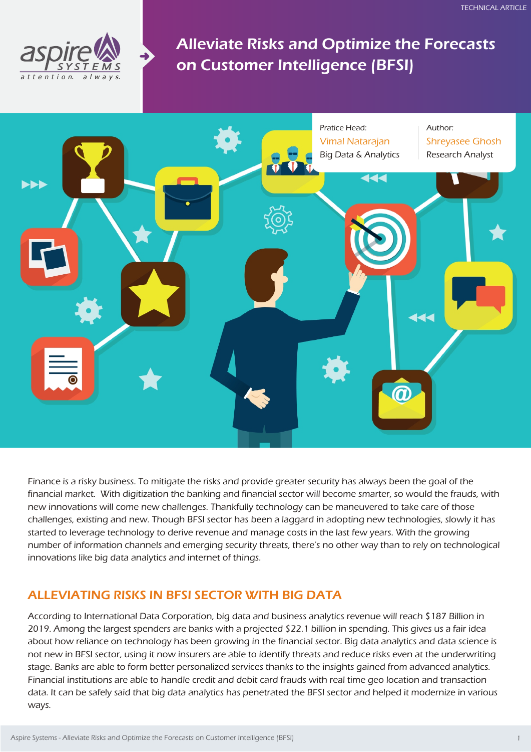TECHNICAL ARTICLE

# Alleviate Risks and Optimize the Forecasts on Customer Intelligence (BFSI)

Pratice Head:
Vimal Natarajan
Big Data & Analytics

Author:
Shreyasee Ghosh
Research Analyst

Finance is a risky business. To mitigate the risks and provide greater security has always been the goal of the financial market. With digitization the banking and financial sector will become smarter, so would the frauds, with new innovations will come new challenges. Thankfully technology can be maneuvered to take care of those challenges, existing and new. Though BFSI sector has been a laggard in adopting new technologies, slowly it has started to leverage technology to derive revenue and manage costs in the last few years. With the growing number of information channels and emerging security threats, there's no other way than to rely on technological innovations like big data analytics and internet of things.

## ALLEVIATING RISKS IN BFSI SECTOR WITH BIG DATA

According to International Data Corporation, big data and business analytics revenue will reach $187 Billion in 2019. Among the largest spenders are banks with a projected $22.1 billion in spending. This gives us a fair idea about how reliance on technology has been growing in the financial sector. Big data analytics and data science is not new in BFSI sector, using it now insurers are able to identify threats and reduce risks even at the underwriting stage. Banks are able to form better personalized services thanks to the insights gained from advanced analytics. Financial institutions are able to handle credit and debit card frauds with real time geo location and transaction data. It can be safely said that big data analytics has penetrated the BFSI sector and helped it modernize in various ways.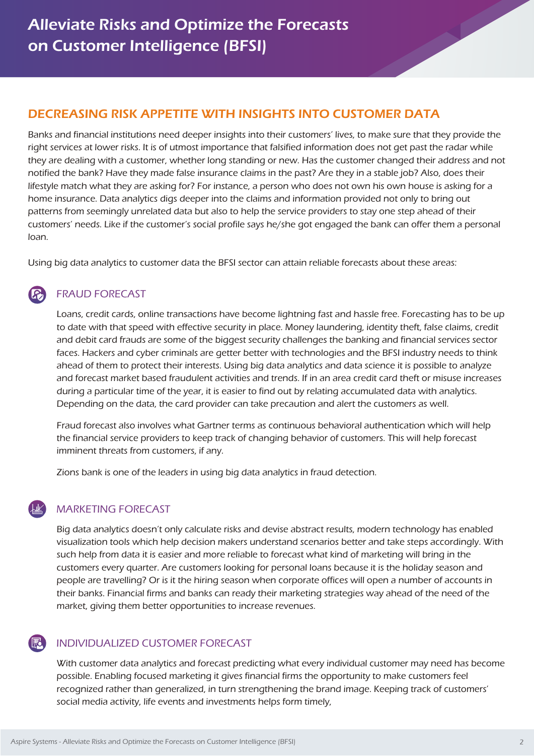# Alleviate Risks and Optimize the Forecasts on Customer Intelligence (BFSI)

## DECREASING RISK APPETITE WITH INSIGHTS INTO CUSTOMER DATA

Banks and financial institutions need deeper insights into their customers' lives, to make sure that they provide the right services at lower risks. It is of utmost importance that falsified information does not get past the radar while they are dealing with a customer, whether long standing or new. Has the customer changed their address and not notified the bank? Have they made false insurance claims in the past? Are they in a stable job? Also, does their lifestyle match what they are asking for? For instance, a person who does not own his own house is asking for a home insurance. Data analytics digs deeper into the claims and information provided not only to bring out patterns from seemingly unrelated data but also to help the service providers to stay one step ahead of their customers' needs. Like if the customer's social profile says he/she got engaged the bank can offer them a personal loan.

Using big data analytics to customer data the BFSI sector can attain reliable forecasts about these areas:

### FRAUD FORECAST

Loans, credit cards, online transactions have become lightning fast and hassle free. Forecasting has to be up to date with that speed with effective security in place. Money laundering, identity theft, false claims, credit and debit card frauds are some of the biggest security challenges the banking and financial services sector faces. Hackers and cyber criminals are getter better with technologies and the BFSI industry needs to think ahead of them to protect their interests. Using big data analytics and data science it is possible to analyze and forecast market based fraudulent activities and trends. If in an area credit card theft or misuse increases during a particular time of the year, it is easier to find out by relating accumulated data with analytics. Depending on the data, the card provider can take precaution and alert the customers as well.

Fraud forecast also involves what Gartner terms as continuous behavioral authentication which will help the financial service providers to keep track of changing behavior of customers. This will help forecast imminent threats from customers, if any.

Zions bank is one of the leaders in using big data analytics in fraud detection.

### MARKETING FORECAST

Big data analytics doesn't only calculate risks and devise abstract results, modern technology has enabled visualization tools which help decision makers understand scenarios better and take steps accordingly. With such help from data it is easier and more reliable to forecast what kind of marketing will bring in the customers every quarter. Are customers looking for personal loans because it is the holiday season and people are travelling? Or is it the hiring season when corporate offices will open a number of accounts in their banks. Financial firms and banks can ready their marketing strategies way ahead of the need of the market, giving them better opportunities to increase revenues.

### INDIVIDUALIZED CUSTOMER FORECAST

With customer data analytics and forecast predicting what every individual customer may need has become possible. Enabling focused marketing it gives financial firms the opportunity to make customers feel recognized rather than generalized, in turn strengthening the brand image. Keeping track of customers' social media activity, life events and investments helps form timely,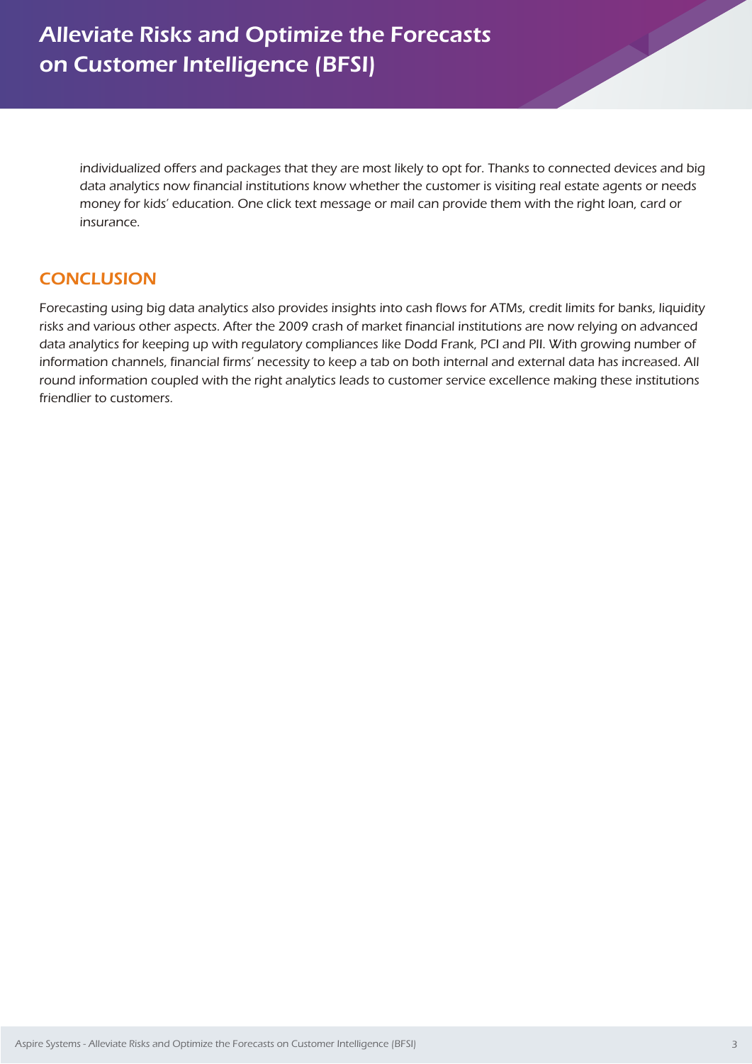individualized offers and packages that they are most likely to opt for. Thanks to connected devices and big data analytics now financial institutions know whether the customer is visiting real estate agents or needs money for kids' education. One click text message or mail can provide them with the right loan, card or insurance.

## CONCLUSION

Forecasting using big data analytics also provides insights into cash flows for ATMs, credit limits for banks, liquidity risks and various other aspects. After the 2009 crash of market financial institutions are now relying on advanced data analytics for keeping up with regulatory compliances like Dodd Frank, PCI and PII. With growing number of information channels, financial firms' necessity to keep a tab on both internal and external data has increased. All round information coupled with the right analytics leads to customer service excellence making these institutions friendlier to customers.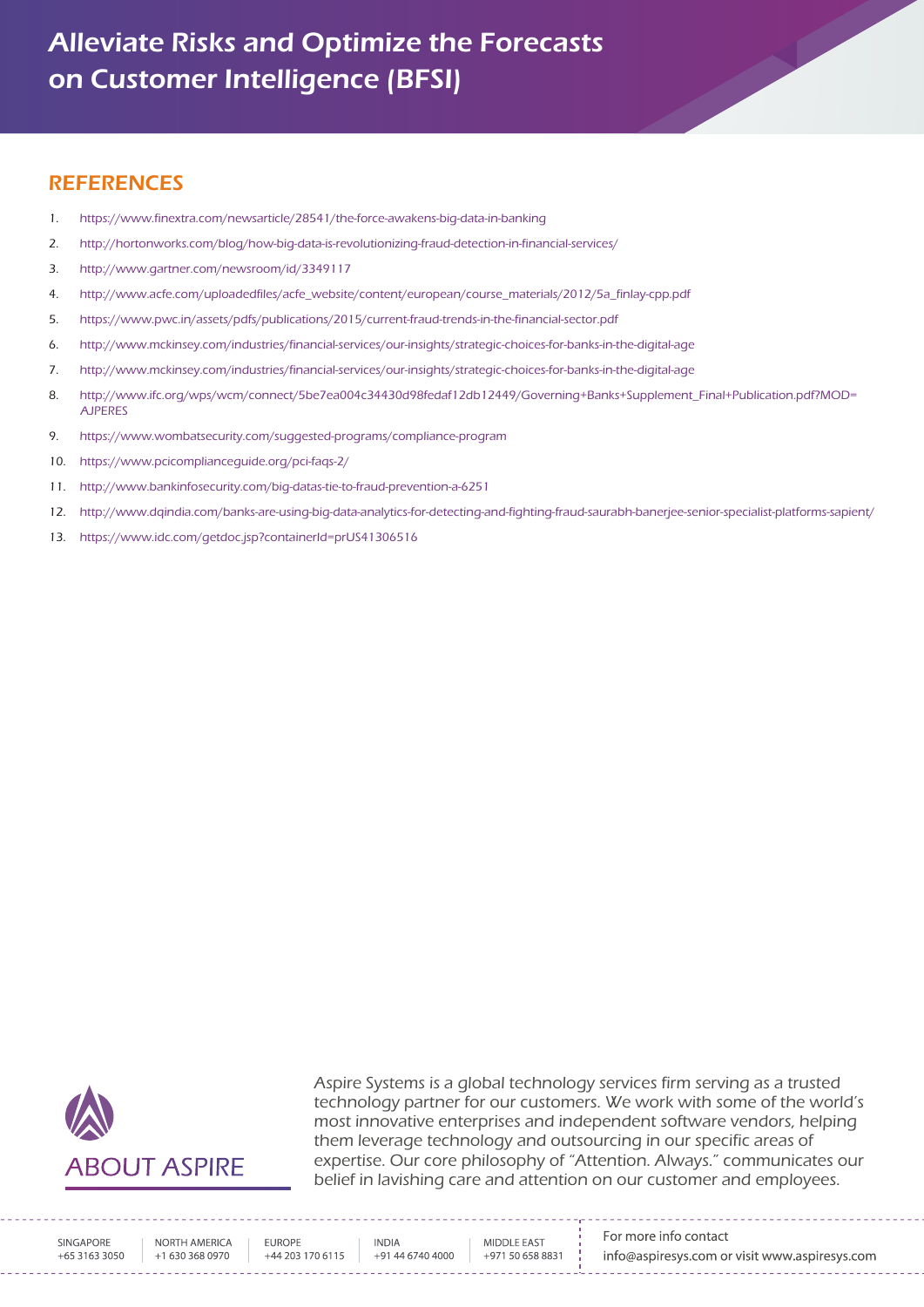## REFERENCES

1. https://www.finextra.com/newsarticle/28541/the-force-awakens-big-data-in-banking
2. http://hortonworks.com/blog/how-big-data-is-revolutionizing-fraud-detection-in-financial-services/
3. http://www.gartner.com/newsroom/id/3349117
4. http://www.acfe.com/uploadedfiles/acfe_website/content/european/course_materials/2012/5a_finlay-cpp.pdf
5. https://www.pwc.in/assets/pdfs/publications/2015/current-fraud-trends-in-the-financial-sector.pdf
6. http://www.mckinsey.com/industries/financial-services/our-insights/strategic-choices-for-banks-in-the-digital-age
7. http://www.mckinsey.com/industries/financial-services/our-insights/strategic-choices-for-banks-in-the-digital-age
8. http://www.ifc.org/wps/wcm/connect/5be7ea004c34430d98fedaf12db12449/Governing+Banks+Supplement_Final+Publication.pdf?MOD=AJPERES
9. https://www.wombatsecurity.com/suggested-programs/compliance-program
10. https://www.pcicomplianceguide.org/pci-faqs-2/
11. http://www.bankinfosecurity.com/big-datas-tie-to-fraud-prevention-a-6251
12. http://www.dqindia.com/banks-are-using-big-data-analytics-for-detecting-and-fighting-fraud-saurabh-banerjee-senior-specialist-platforms-sapient/
13. https://www.idc.com/getdoc.jsp?containerId=prUS41306516

## ABOUT ASPIRE

*Aspire Systems is a global technology services firm serving as a trusted technology partner for our customers. We work with some of the world's most innovative enterprises and independent software vendors, helping them leverage technology and outsourcing in our specific areas of expertise. Our core philosophy of "Attention. Always." communicates our belief in lavishing care and attention on our customer and employees.*

SINGAPORE +65 3163 3050 | NORTH AMERICA +1 630 368 0970 | EUROPE +44 203 170 6115 | INDIA +91 44 6740 4000 | MIDDLE EAST +971 50 658 8831

For more info contact info@aspiresys.com or visit www.aspiresys.com